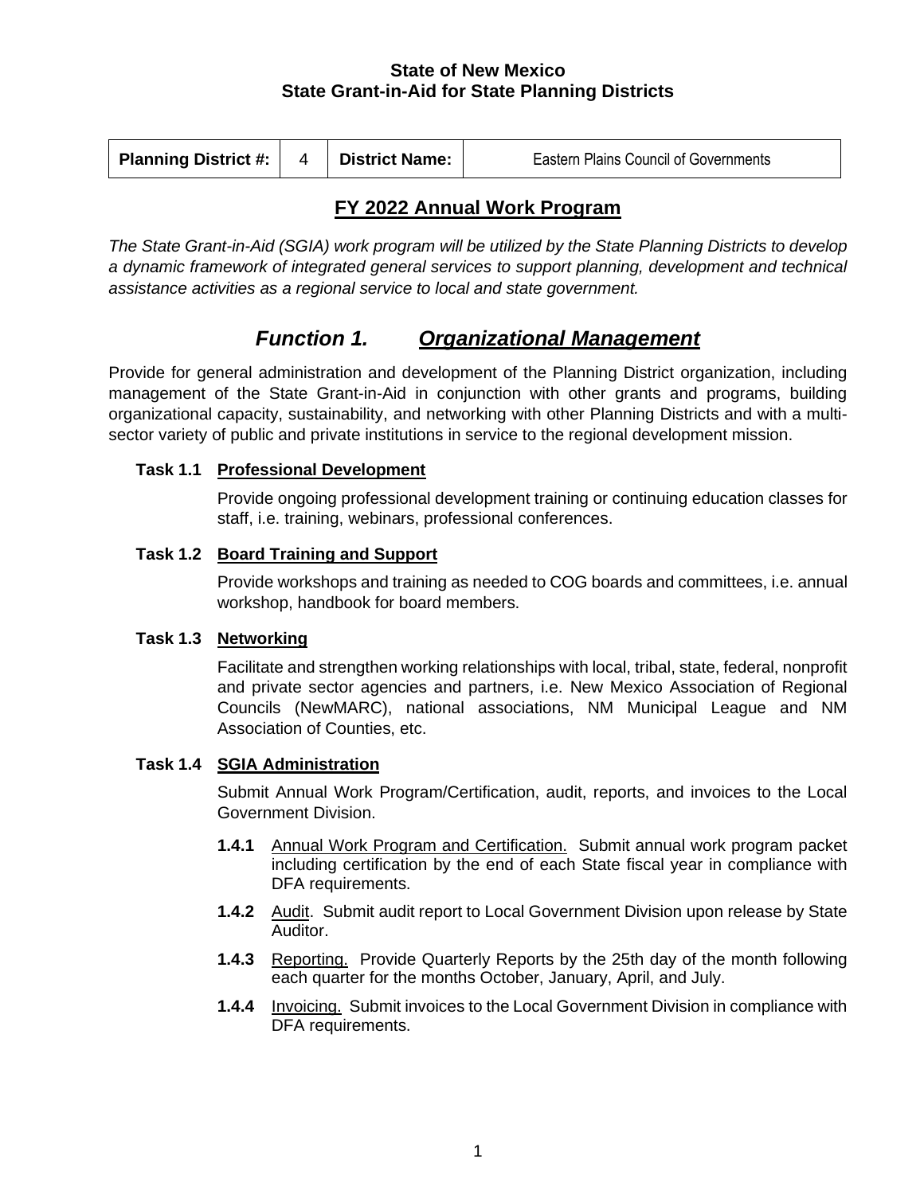**State of New Mexico**
**State Grant-in-Aid for State Planning Districts**

| Planning District #: | 4 | District Name: | Eastern Plains Council of Governments |
|---|---|---|---|

## FY 2022 Annual Work Program

*The State Grant-in-Aid (SGIA) work program will be utilized by the State Planning Districts to develop a dynamic framework of integrated general services to support planning, development and technical assistance activities as a regional service to local and state government.*

# *Function 1. Organizational Management*

Provide for general administration and development of the Planning District organization, including management of the State Grant-in-Aid in conjunction with other grants and programs, building organizational capacity, sustainability, and networking with other Planning Districts and with a multi-sector variety of public and private institutions in service to the regional development mission.

### Task 1.1 Professional Development

Provide ongoing professional development training or continuing education classes for staff, i.e. training, webinars, professional conferences.

### Task 1.2 Board Training and Support

Provide workshops and training as needed to COG boards and committees, i.e. annual workshop, handbook for board members.

### Task 1.3 Networking

Facilitate and strengthen working relationships with local, tribal, state, federal, nonprofit and private sector agencies and partners, i.e. New Mexico Association of Regional Councils (NewMARC), national associations, NM Municipal League and NM Association of Counties, etc.

### Task 1.4 SGIA Administration

Submit Annual Work Program/Certification, audit, reports, and invoices to the Local Government Division.

- **1.4.1** Annual Work Program and Certification. Submit annual work program packet including certification by the end of each State fiscal year in compliance with DFA requirements.
- **1.4.2** Audit. Submit audit report to Local Government Division upon release by State Auditor.
- **1.4.3** Reporting. Provide Quarterly Reports by the 25th day of the month following each quarter for the months October, January, April, and July.
- **1.4.4** Invoicing. Submit invoices to the Local Government Division in compliance with DFA requirements.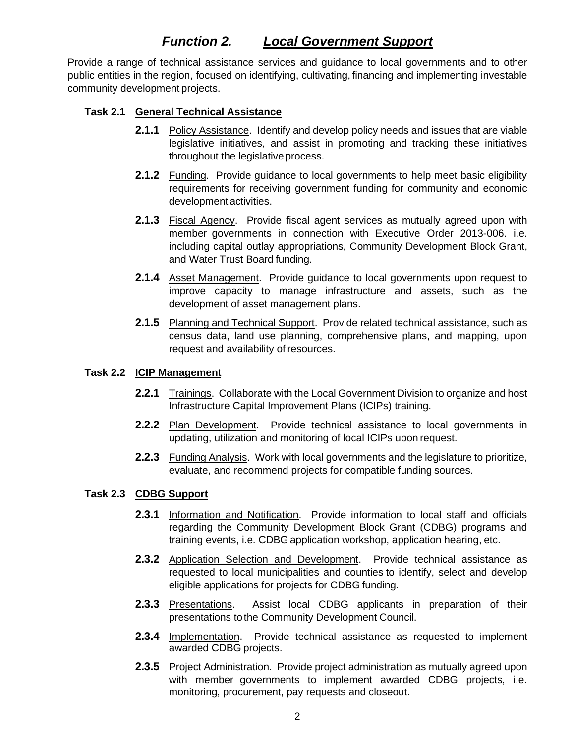## *Function 2. Local Government Support*

Provide a range of technical assistance services and guidance to local governments and to other public entities in the region, focused on identifying, cultivating, financing and implementing investable community development projects.

### Task 2.1 General Technical Assistance

**2.1.1** Policy Assistance. Identify and develop policy needs and issues that are viable legislative initiatives, and assist in promoting and tracking these initiatives throughout the legislative process.

**2.1.2** Funding. Provide guidance to local governments to help meet basic eligibility requirements for receiving government funding for community and economic development activities.

**2.1.3** Fiscal Agency. Provide fiscal agent services as mutually agreed upon with member governments in connection with Executive Order 2013-006. i.e. including capital outlay appropriations, Community Development Block Grant, and Water Trust Board funding.

**2.1.4** Asset Management. Provide guidance to local governments upon request to improve capacity to manage infrastructure and assets, such as the development of asset management plans.

**2.1.5** Planning and Technical Support. Provide related technical assistance, such as census data, land use planning, comprehensive plans, and mapping, upon request and availability of resources.

### Task 2.2 ICIP Management

**2.2.1** Trainings. Collaborate with the Local Government Division to organize and host Infrastructure Capital Improvement Plans (ICIPs) training.

**2.2.2** Plan Development. Provide technical assistance to local governments in updating, utilization and monitoring of local ICIPs upon request.

**2.2.3** Funding Analysis. Work with local governments and the legislature to prioritize, evaluate, and recommend projects for compatible funding sources.

### Task 2.3 CDBG Support

**2.3.1** Information and Notification. Provide information to local staff and officials regarding the Community Development Block Grant (CDBG) programs and training events, i.e. CDBG application workshop, application hearing, etc.

**2.3.2** Application Selection and Development. Provide technical assistance as requested to local municipalities and counties to identify, select and develop eligible applications for projects for CDBG funding.

**2.3.3** Presentations. Assist local CDBG applicants in preparation of their presentations to the Community Development Council.

**2.3.4** Implementation. Provide technical assistance as requested to implement awarded CDBG projects.

**2.3.5** Project Administration. Provide project administration as mutually agreed upon with member governments to implement awarded CDBG projects, i.e. monitoring, procurement, pay requests and closeout.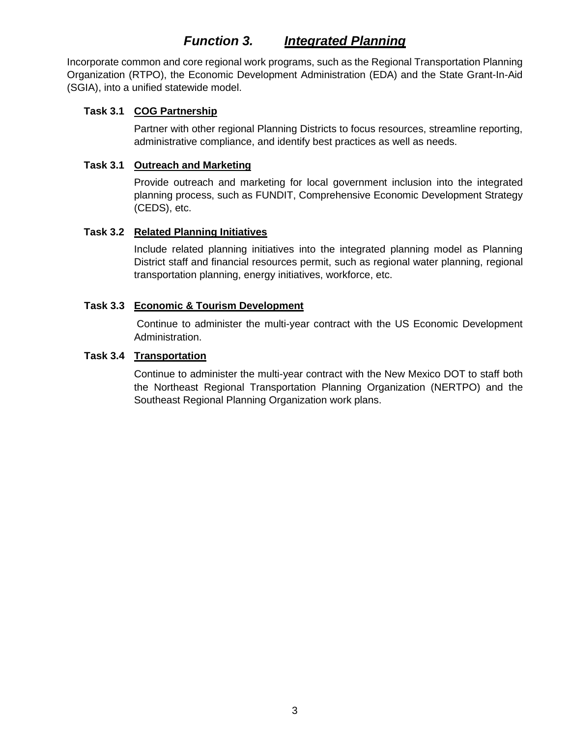## *Function 3. <u>Integrated Planning</u>*

Incorporate common and core regional work programs, such as the Regional Transportation Planning Organization (RTPO), the Economic Development Administration (EDA) and the State Grant-In-Aid (SGIA), into a unified statewide model.

**Task 3.1 <u>COG Partnership</u>**

Partner with other regional Planning Districts to focus resources, streamline reporting, administrative compliance, and identify best practices as well as needs.

**Task 3.1 <u>Outreach and Marketing</u>**

Provide outreach and marketing for local government inclusion into the integrated planning process, such as FUNDIT, Comprehensive Economic Development Strategy (CEDS), etc.

**Task 3.2 <u>Related Planning Initiatives</u>**

Include related planning initiatives into the integrated planning model as Planning District staff and financial resources permit, such as regional water planning, regional transportation planning, energy initiatives, workforce, etc.

**Task 3.3 <u>Economic & Tourism Development</u>**

Continue to administer the multi-year contract with the US Economic Development Administration.

**Task 3.4 <u>Transportation</u>**

Continue to administer the multi-year contract with the New Mexico DOT to staff both the Northeast Regional Transportation Planning Organization (NERTPO) and the Southeast Regional Planning Organization work plans.